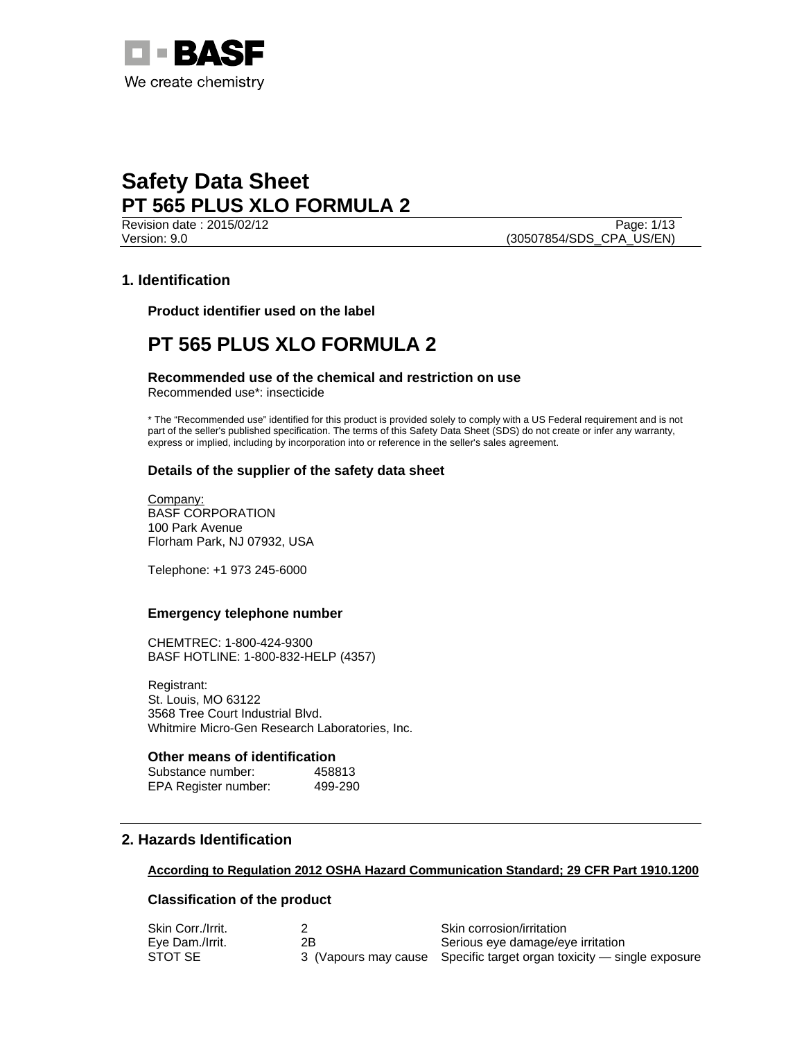# Safety Data Sheet
# PT 565 PLUS XLO FORMULA 2

Revision date : 2015/02/12

Version: 9.0 (30507854/SDS_CPA_US/EN)

## 1. Identification

### Product identifier used on the label

## PT 565 PLUS XLO FORMULA 2

### Recommended use of the chemical and restriction on use

Recommended use*: insecticide

* The “Recommended use” identified for this product is provided solely to comply with a US Federal requirement and is not part of the seller's published specification. The terms of this Safety Data Sheet (SDS) do not create or infer any warranty, express or implied, including by incorporation into or reference in the seller's sales agreement.

### Details of the supplier of the safety data sheet

Company:
BASF CORPORATION
100 Park Avenue
Florham Park, NJ 07932, USA

Telephone: +1 973 245-6000

### Emergency telephone number

CHEMTREC: 1-800-424-9300
BASF HOTLINE: 1-800-832-HELP (4357)

Registrant:
St. Louis, MO 63122
3568 Tree Court Industrial Blvd.
Whitmire Micro-Gen Research Laboratories, Inc.

### Other means of identification

| | |
|---|---|
| Substance number: | 458813 |
| EPA Register number: | 499-290 |

## 2. Hazards Identification

**According to Regulation 2012 OSHA Hazard Communication Standard; 29 CFR Part 1910.1200**

### Classification of the product

| | | |
|---|---|---|
| Skin Corr./Irrit. | 2 | Skin corrosion/irritation |
| Eye Dam./Irrit. | 2B | Serious eye damage/eye irritation |
| STOT SE | 3 (Vapours may cause | Specific target organ toxicity — single exposure |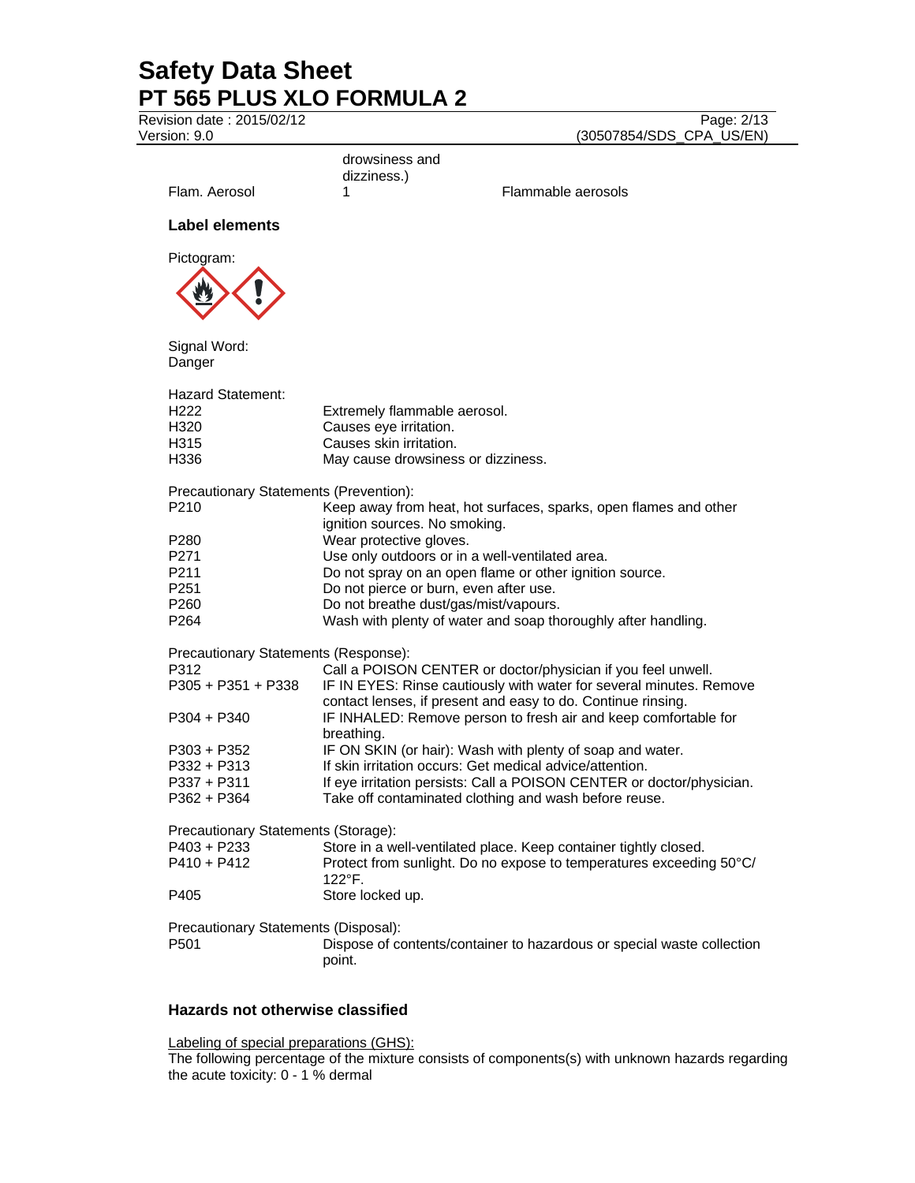| | | |
|---|---|---|
| | drowsiness and dizziness.) | |
| Flam. Aerosol | 1 | Flammable aerosols |

### Label elements

Pictogram:

Signal Word:
Danger

Hazard Statement:

| | |
|---|---|
| H222 | Extremely flammable aerosol. |
| H320 | Causes eye irritation. |
| H315 | Causes skin irritation. |
| H336 | May cause drowsiness or dizziness. |

Precautionary Statements (Prevention):

| | |
|---|---|
| P210 | Keep away from heat, hot surfaces, sparks, open flames and other ignition sources. No smoking. |
| P280 | Wear protective gloves. |
| P271 | Use only outdoors or in a well-ventilated area. |
| P211 | Do not spray on an open flame or other ignition source. |
| P251 | Do not pierce or burn, even after use. |
| P260 | Do not breathe dust/gas/mist/vapours. |
| P264 | Wash with plenty of water and soap thoroughly after handling. |

Precautionary Statements (Response):

| | |
|---|---|
| P312 | Call a POISON CENTER or doctor/physician if you feel unwell. |
| P305 + P351 + P338 | IF IN EYES: Rinse cautiously with water for several minutes. Remove contact lenses, if present and easy to do. Continue rinsing. |
| P304 + P340 | IF INHALED: Remove person to fresh air and keep comfortable for breathing. |
| P303 + P352 | IF ON SKIN (or hair): Wash with plenty of soap and water. |
| P332 + P313 | If skin irritation occurs: Get medical advice/attention. |
| P337 + P311 | If eye irritation persists: Call a POISON CENTER or doctor/physician. |
| P362 + P364 | Take off contaminated clothing and wash before reuse. |

Precautionary Statements (Storage):

| | |
|---|---|
| P403 + P233 | Store in a well-ventilated place. Keep container tightly closed. |
| P410 + P412 | Protect from sunlight. Do no expose to temperatures exceeding 50°C/ 122°F. |
| P405 | Store locked up. |

Precautionary Statements (Disposal):

| | |
|---|---|
| P501 | Dispose of contents/container to hazardous or special waste collection point. |

### Hazards not otherwise classified

Labeling of special preparations (GHS):
The following percentage of the mixture consists of components(s) with unknown hazards regarding the acute toxicity: 0 - 1 % dermal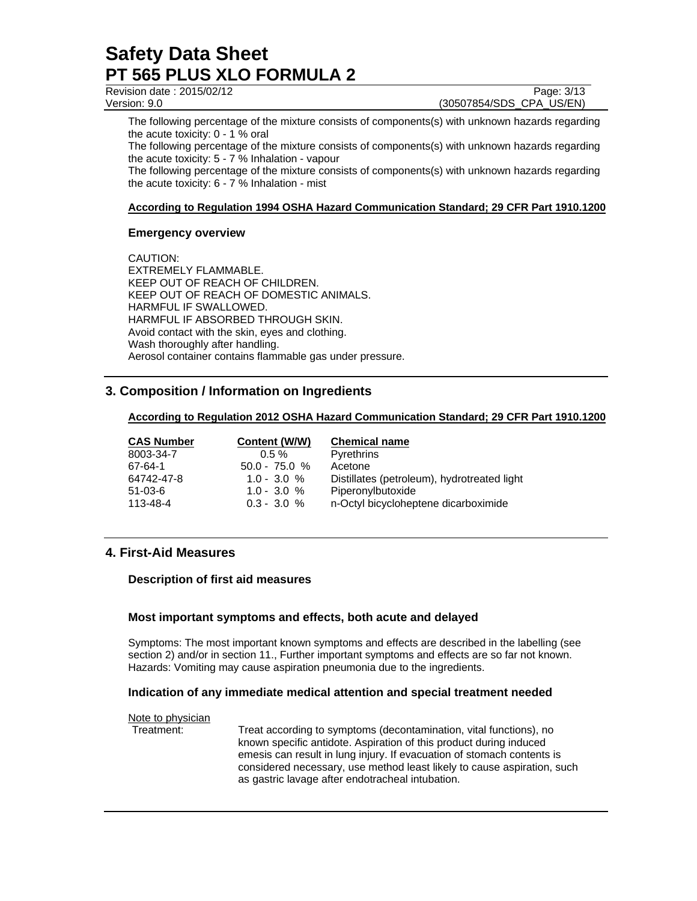The following percentage of the mixture consists of components(s) with unknown hazards regarding the acute toxicity: 0 - 1 % oral

The following percentage of the mixture consists of components(s) with unknown hazards regarding the acute toxicity: 5 - 7 % Inhalation - vapour

The following percentage of the mixture consists of components(s) with unknown hazards regarding the acute toxicity: 6 - 7 % Inhalation - mist

**According to Regulation 1994 OSHA Hazard Communication Standard; 29 CFR Part 1910.1200**

### Emergency overview

CAUTION:
EXTREMELY FLAMMABLE.
KEEP OUT OF REACH OF CHILDREN.
KEEP OUT OF REACH OF DOMESTIC ANIMALS.
HARMFUL IF SWALLOWED.
HARMFUL IF ABSORBED THROUGH SKIN.
Avoid contact with the skin, eyes and clothing.
Wash thoroughly after handling.
Aerosol container contains flammable gas under pressure.

## 3. Composition / Information on Ingredients

**According to Regulation 2012 OSHA Hazard Communication Standard; 29 CFR Part 1910.1200**

| CAS Number | Content (W/W) | Chemical name |
|---|---|---|
| 8003-34-7 | 0.5 % | Pyrethrins |
| 67-64-1 | 50.0 - 75.0 % | Acetone |
| 64742-47-8 | 1.0 - 3.0 % | Distillates (petroleum), hydrotreated light |
| 51-03-6 | 1.0 - 3.0 % | Piperonylbutoxide |
| 113-48-4 | 0.3 - 3.0 % | n-Octyl bicycloheptene dicarboximide |

## 4. First-Aid Measures

### Description of first aid measures

### Most important symptoms and effects, both acute and delayed

Symptoms: The most important known symptoms and effects are described in the labelling (see section 2) and/or in section 11., Further important symptoms and effects are so far not known.
Hazards: Vomiting may cause aspiration pneumonia due to the ingredients.

### Indication of any immediate medical attention and special treatment needed

Note to physician

Treatment: Treat according to symptoms (decontamination, vital functions), no known specific antidote. Aspiration of this product during induced emesis can result in lung injury. If evacuation of stomach contents is considered necessary, use method least likely to cause aspiration, such as gastric lavage after endotracheal intubation.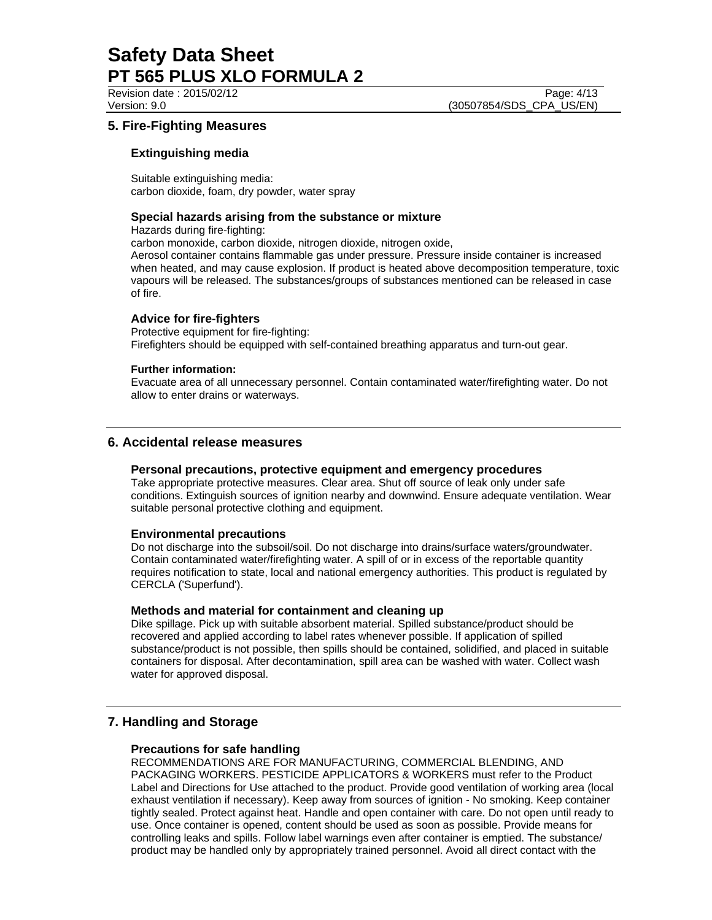## 5. Fire-Fighting Measures

### Extinguishing media

Suitable extinguishing media:
carbon dioxide, foam, dry powder, water spray

### Special hazards arising from the substance or mixture

Hazards during fire-fighting:
carbon monoxide, carbon dioxide, nitrogen dioxide, nitrogen oxide,
Aerosol container contains flammable gas under pressure. Pressure inside container is increased when heated, and may cause explosion. If product is heated above decomposition temperature, toxic vapours will be released. The substances/groups of substances mentioned can be released in case of fire.

### Advice for fire-fighters

Protective equipment for fire-fighting:
Firefighters should be equipped with self-contained breathing apparatus and turn-out gear.

**Further information:**
Evacuate area of all unnecessary personnel. Contain contaminated water/firefighting water. Do not allow to enter drains or waterways.

## 6. Accidental release measures

### Personal precautions, protective equipment and emergency procedures

Take appropriate protective measures. Clear area. Shut off source of leak only under safe conditions. Extinguish sources of ignition nearby and downwind. Ensure adequate ventilation. Wear suitable personal protective clothing and equipment.

### Environmental precautions

Do not discharge into the subsoil/soil. Do not discharge into drains/surface waters/groundwater. Contain contaminated water/firefighting water. A spill of or in excess of the reportable quantity requires notification to state, local and national emergency authorities. This product is regulated by CERCLA ('Superfund').

### Methods and material for containment and cleaning up

Dike spillage. Pick up with suitable absorbent material. Spilled substance/product should be recovered and applied according to label rates whenever possible. If application of spilled substance/product is not possible, then spills should be contained, solidified, and placed in suitable containers for disposal. After decontamination, spill area can be washed with water. Collect wash water for approved disposal.

## 7. Handling and Storage

### Precautions for safe handling

RECOMMENDATIONS ARE FOR MANUFACTURING, COMMERCIAL BLENDING, AND PACKAGING WORKERS. PESTICIDE APPLICATORS & WORKERS must refer to the Product Label and Directions for Use attached to the product. Provide good ventilation of working area (local exhaust ventilation if necessary). Keep away from sources of ignition - No smoking. Keep container tightly sealed. Protect against heat. Handle and open container with care. Do not open until ready to use. Once container is opened, content should be used as soon as possible. Provide means for controlling leaks and spills. Follow label warnings even after container is emptied. The substance/ product may be handled only by appropriately trained personnel. Avoid all direct contact with the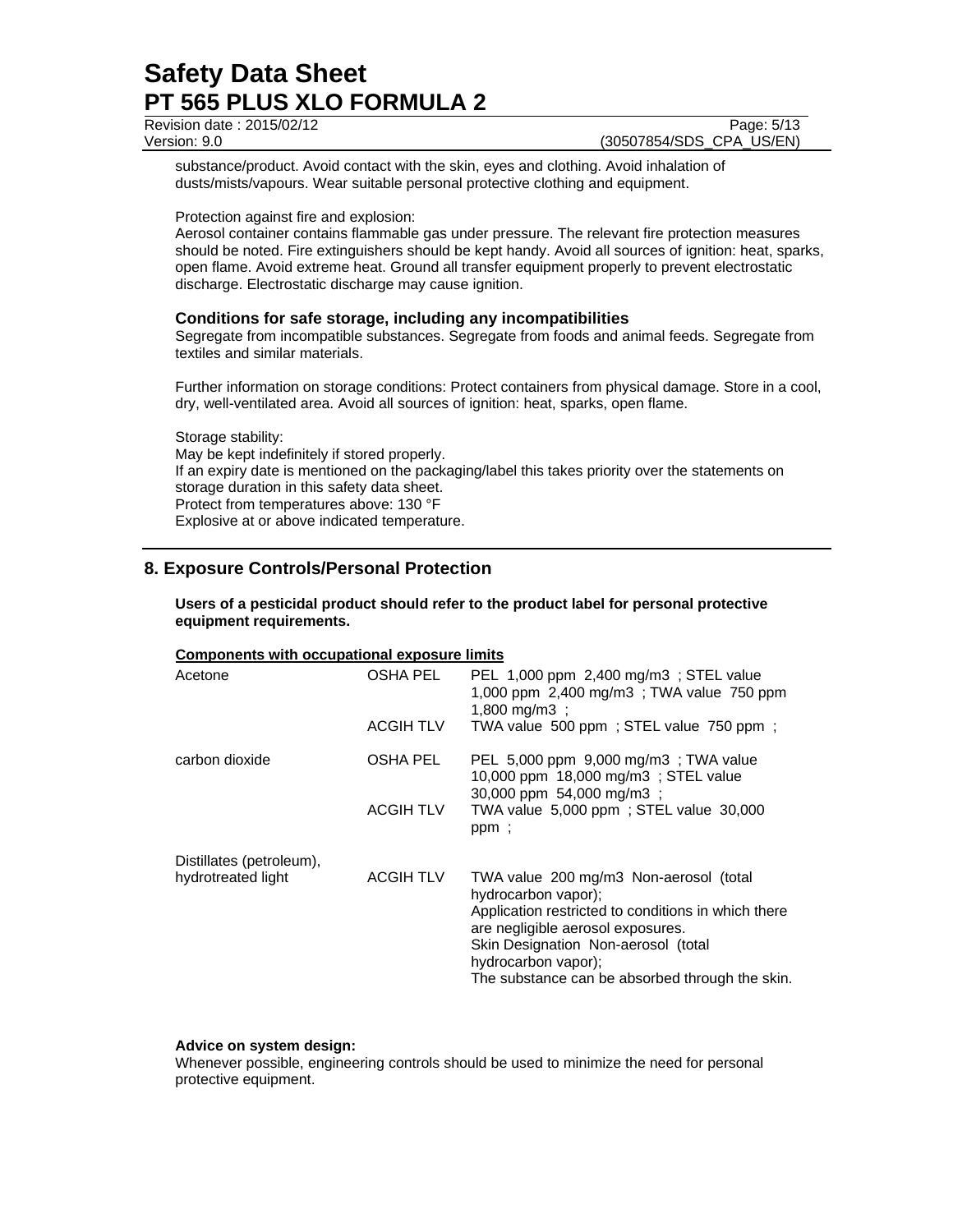substance/product. Avoid contact with the skin, eyes and clothing. Avoid inhalation of dusts/mists/vapours. Wear suitable personal protective clothing and equipment.

Protection against fire and explosion:
Aerosol container contains flammable gas under pressure. The relevant fire protection measures should be noted. Fire extinguishers should be kept handy. Avoid all sources of ignition: heat, sparks, open flame. Avoid extreme heat. Ground all transfer equipment properly to prevent electrostatic discharge. Electrostatic discharge may cause ignition.

### Conditions for safe storage, including any incompatibilities

Segregate from incompatible substances. Segregate from foods and animal feeds. Segregate from textiles and similar materials.

Further information on storage conditions: Protect containers from physical damage. Store in a cool, dry, well-ventilated area. Avoid all sources of ignition: heat, sparks, open flame.

Storage stability:
May be kept indefinitely if stored properly.
If an expiry date is mentioned on the packaging/label this takes priority over the statements on storage duration in this safety data sheet.
Protect from temperatures above: 130 °F
Explosive at or above indicated temperature.

## 8. Exposure Controls/Personal Protection

**Users of a pesticidal product should refer to the product label for personal protective equipment requirements.**

**Components with occupational exposure limits**

| Component | Source | Limits |
|---|---|---|
| Acetone | OSHA PEL | PEL 1,000 ppm 2,400 mg/m3 ; STEL value 1,000 ppm 2,400 mg/m3 ; TWA value 750 ppm 1,800 mg/m3 ; |
| | ACGIH TLV | TWA value 500 ppm ; STEL value 750 ppm ; |
| carbon dioxide | OSHA PEL | PEL 5,000 ppm 9,000 mg/m3 ; TWA value 10,000 ppm 18,000 mg/m3 ; STEL value 30,000 ppm 54,000 mg/m3 ; |
| | ACGIH TLV | TWA value 5,000 ppm ; STEL value 30,000 ppm ; |
| Distillates (petroleum), hydrotreated light | ACGIH TLV | TWA value 200 mg/m3 Non-aerosol (total hydrocarbon vapor); Application restricted to conditions in which there are negligible aerosol exposures. Skin Designation Non-aerosol (total hydrocarbon vapor); The substance can be absorbed through the skin. |

**Advice on system design:**
Whenever possible, engineering controls should be used to minimize the need for personal protective equipment.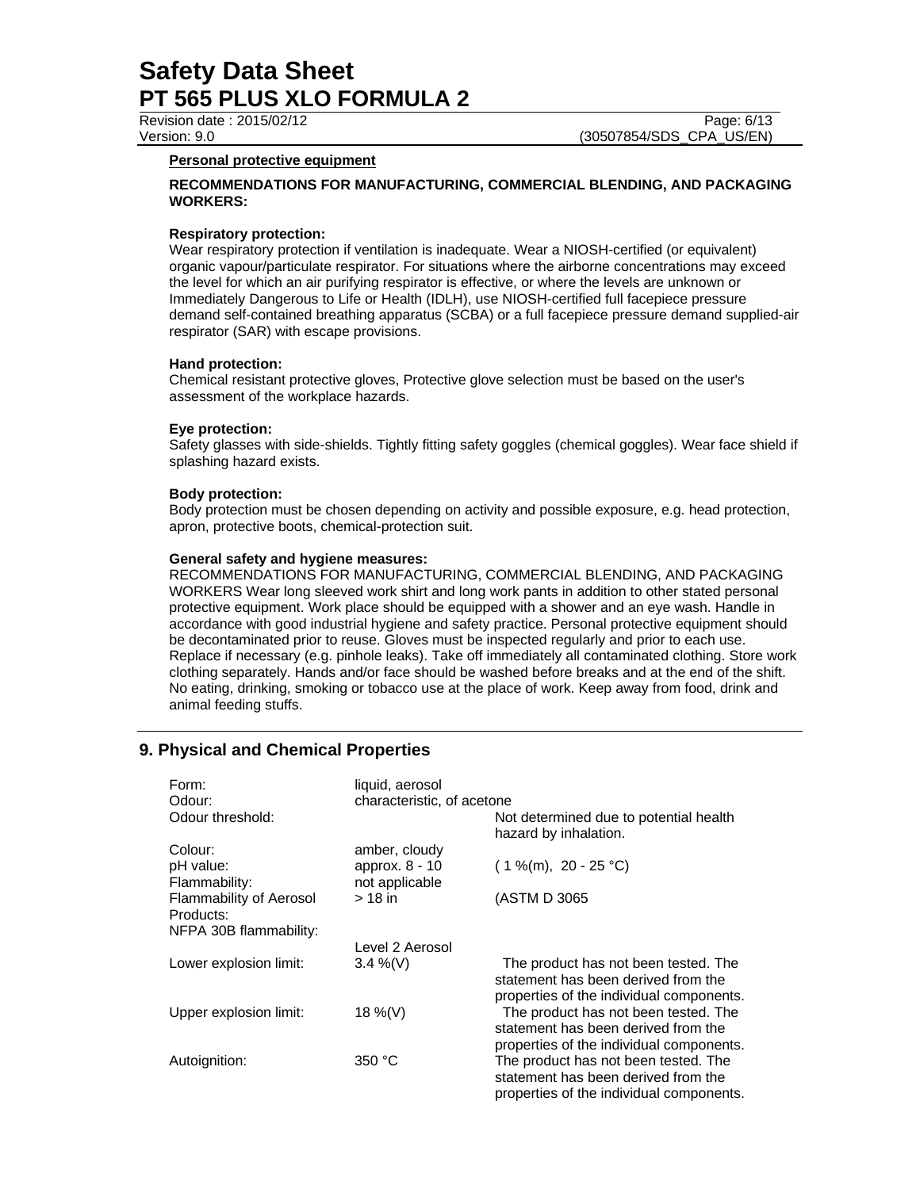#### Personal protective equipment

**RECOMMENDATIONS FOR MANUFACTURING, COMMERCIAL BLENDING, AND PACKAGING WORKERS:**

**Respiratory protection:**
Wear respiratory protection if ventilation is inadequate. Wear a NIOSH-certified (or equivalent) organic vapour/particulate respirator. For situations where the airborne concentrations may exceed the level for which an air purifying respirator is effective, or where the levels are unknown or Immediately Dangerous to Life or Health (IDLH), use NIOSH-certified full facepiece pressure demand self-contained breathing apparatus (SCBA) or a full facepiece pressure demand supplied-air respirator (SAR) with escape provisions.

**Hand protection:**
Chemical resistant protective gloves, Protective glove selection must be based on the user's assessment of the workplace hazards.

**Eye protection:**
Safety glasses with side-shields. Tightly fitting safety goggles (chemical goggles). Wear face shield if splashing hazard exists.

**Body protection:**
Body protection must be chosen depending on activity and possible exposure, e.g. head protection, apron, protective boots, chemical-protection suit.

**General safety and hygiene measures:**
RECOMMENDATIONS FOR MANUFACTURING, COMMERCIAL BLENDING, AND PACKAGING WORKERS Wear long sleeved work shirt and long work pants in addition to other stated personal protective equipment. Work place should be equipped with a shower and an eye wash. Handle in accordance with good industrial hygiene and safety practice. Personal protective equipment should be decontaminated prior to reuse. Gloves must be inspected regularly and prior to each use. Replace if necessary (e.g. pinhole leaks). Take off immediately all contaminated clothing. Store work clothing separately. Hands and/or face should be washed before breaks and at the end of the shift. No eating, drinking, smoking or tobacco use at the place of work. Keep away from food, drink and animal feeding stuffs.

## 9. Physical and Chemical Properties

| | | |
|---|---|---|
| Form: | liquid, aerosol | |
| Odour: | characteristic, of acetone | |
| Odour threshold: | | Not determined due to potential health hazard by inhalation. |
| Colour: | amber, cloudy | |
| pH value: | approx. 8 - 10 | ( 1 %(m), 20 - 25 °C) |
| Flammability: | not applicable | |
| Flammability of Aerosol Products: | > 18 in | (ASTM D 3065 |
| NFPA 30B flammability: | Level 2 Aerosol | |
| Lower explosion limit: | 3.4 %(V) | The product has not been tested. The statement has been derived from the properties of the individual components. |
| Upper explosion limit: | 18 %(V) | The product has not been tested. The statement has been derived from the properties of the individual components. |
| Autoignition: | 350 °C | The product has not been tested. The statement has been derived from the properties of the individual components. |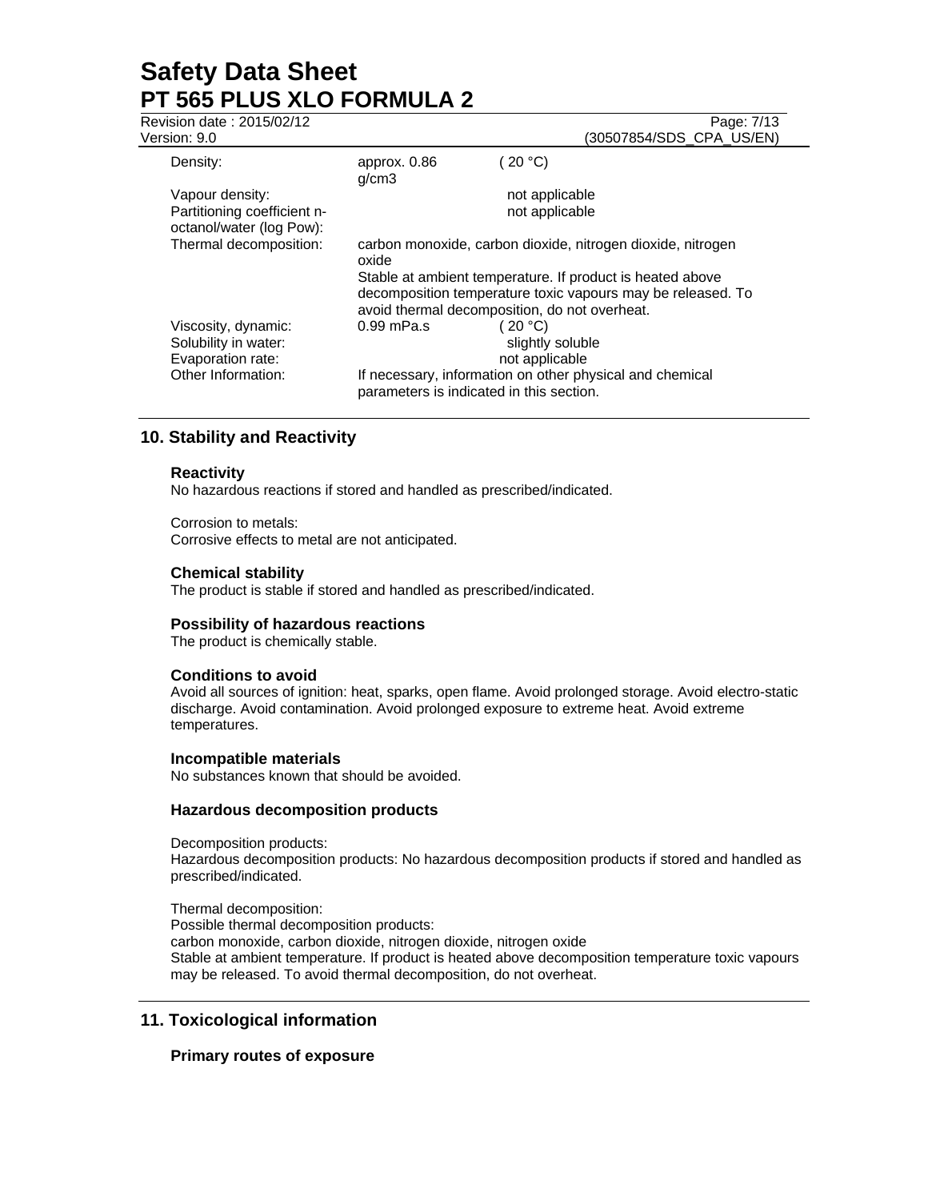| | | |
|---|---|---|
| Density: | approx. 0.86 g/cm3 | ( 20 °C) |
| Vapour density: | | not applicable |
| Partitioning coefficient n-octanol/water (log Pow): | | not applicable |
| Thermal decomposition: | carbon monoxide, carbon dioxide, nitrogen dioxide, nitrogen oxide<br>Stable at ambient temperature. If product is heated above decomposition temperature toxic vapours may be released. To avoid thermal decomposition, do not overheat. | |
| Viscosity, dynamic: | 0.99 mPa.s | ( 20 °C) |
| Solubility in water: | | slightly soluble |
| Evaporation rate: | | not applicable |
| Other Information: | If necessary, information on other physical and chemical parameters is indicated in this section. | |

## 10. Stability and Reactivity

### Reactivity

No hazardous reactions if stored and handled as prescribed/indicated.

Corrosion to metals:
Corrosive effects to metal are not anticipated.

### Chemical stability

The product is stable if stored and handled as prescribed/indicated.

### Possibility of hazardous reactions

The product is chemically stable.

### Conditions to avoid

Avoid all sources of ignition: heat, sparks, open flame. Avoid prolonged storage. Avoid electro-static discharge. Avoid contamination. Avoid prolonged exposure to extreme heat. Avoid extreme temperatures.

### Incompatible materials

No substances known that should be avoided.

### Hazardous decomposition products

Decomposition products:
Hazardous decomposition products: No hazardous decomposition products if stored and handled as prescribed/indicated.

Thermal decomposition:
Possible thermal decomposition products:
carbon monoxide, carbon dioxide, nitrogen dioxide, nitrogen oxide
Stable at ambient temperature. If product is heated above decomposition temperature toxic vapours may be released. To avoid thermal decomposition, do not overheat.

## 11. Toxicological information

### Primary routes of exposure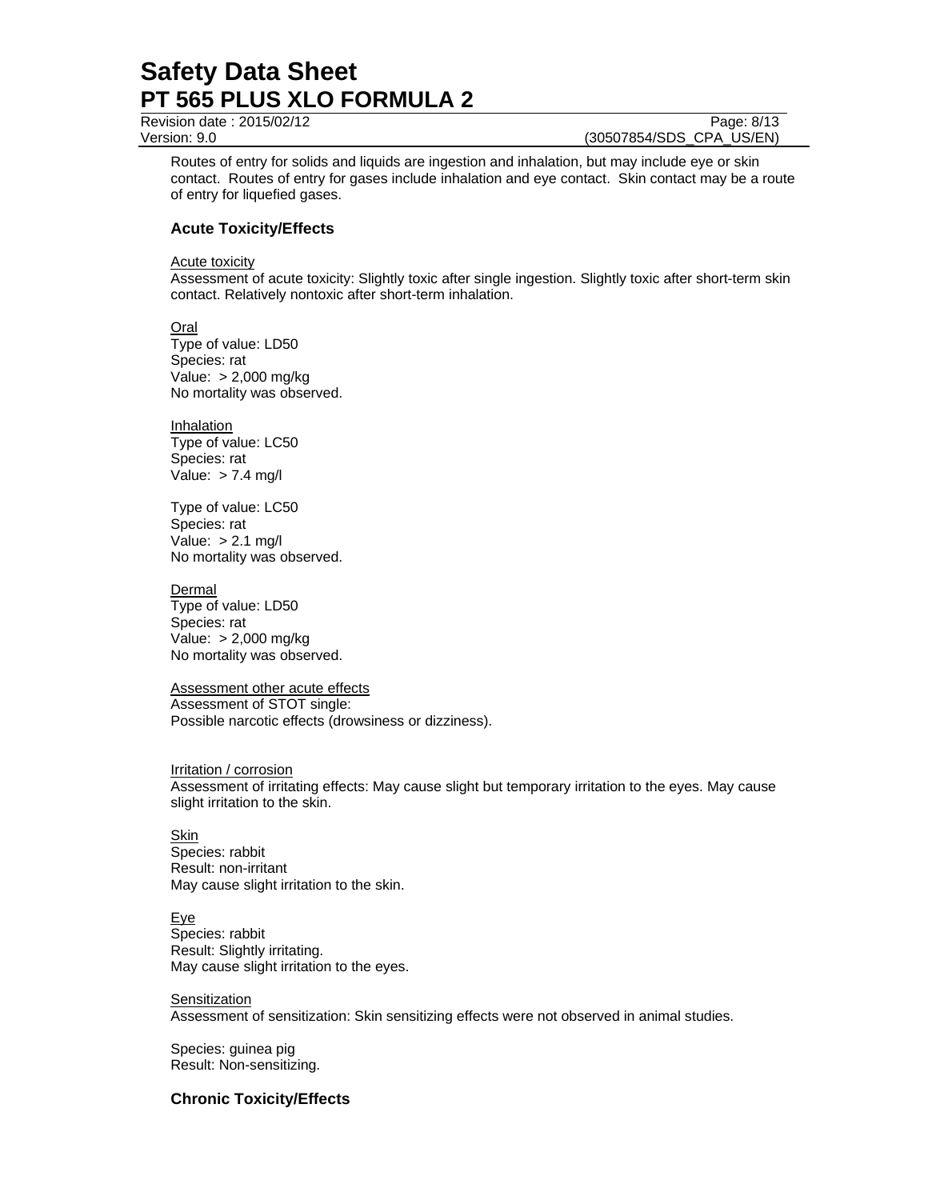Routes of entry for solids and liquids are ingestion and inhalation, but may include eye or skin contact. Routes of entry for gases include inhalation and eye contact. Skin contact may be a route of entry for liquefied gases.

### Acute Toxicity/Effects

Acute toxicity

Assessment of acute toxicity: Slightly toxic after single ingestion. Slightly toxic after short-term skin contact. Relatively nontoxic after short-term inhalation.

Oral

Type of value: LD50
Species: rat
Value: > 2,000 mg/kg
No mortality was observed.

Inhalation

Type of value: LC50
Species: rat
Value: > 7.4 mg/l

Type of value: LC50
Species: rat
Value: > 2.1 mg/l
No mortality was observed.

Dermal

Type of value: LD50
Species: rat
Value: > 2,000 mg/kg
No mortality was observed.

Assessment other acute effects

Assessment of STOT single:
Possible narcotic effects (drowsiness or dizziness).

Irritation / corrosion

Assessment of irritating effects: May cause slight but temporary irritation to the eyes. May cause slight irritation to the skin.

Skin

Species: rabbit
Result: non-irritant
May cause slight irritation to the skin.

Eye

Species: rabbit
Result: Slightly irritating.
May cause slight irritation to the eyes.

Sensitization

Assessment of sensitization: Skin sensitizing effects were not observed in animal studies.

Species: guinea pig
Result: Non-sensitizing.

### Chronic Toxicity/Effects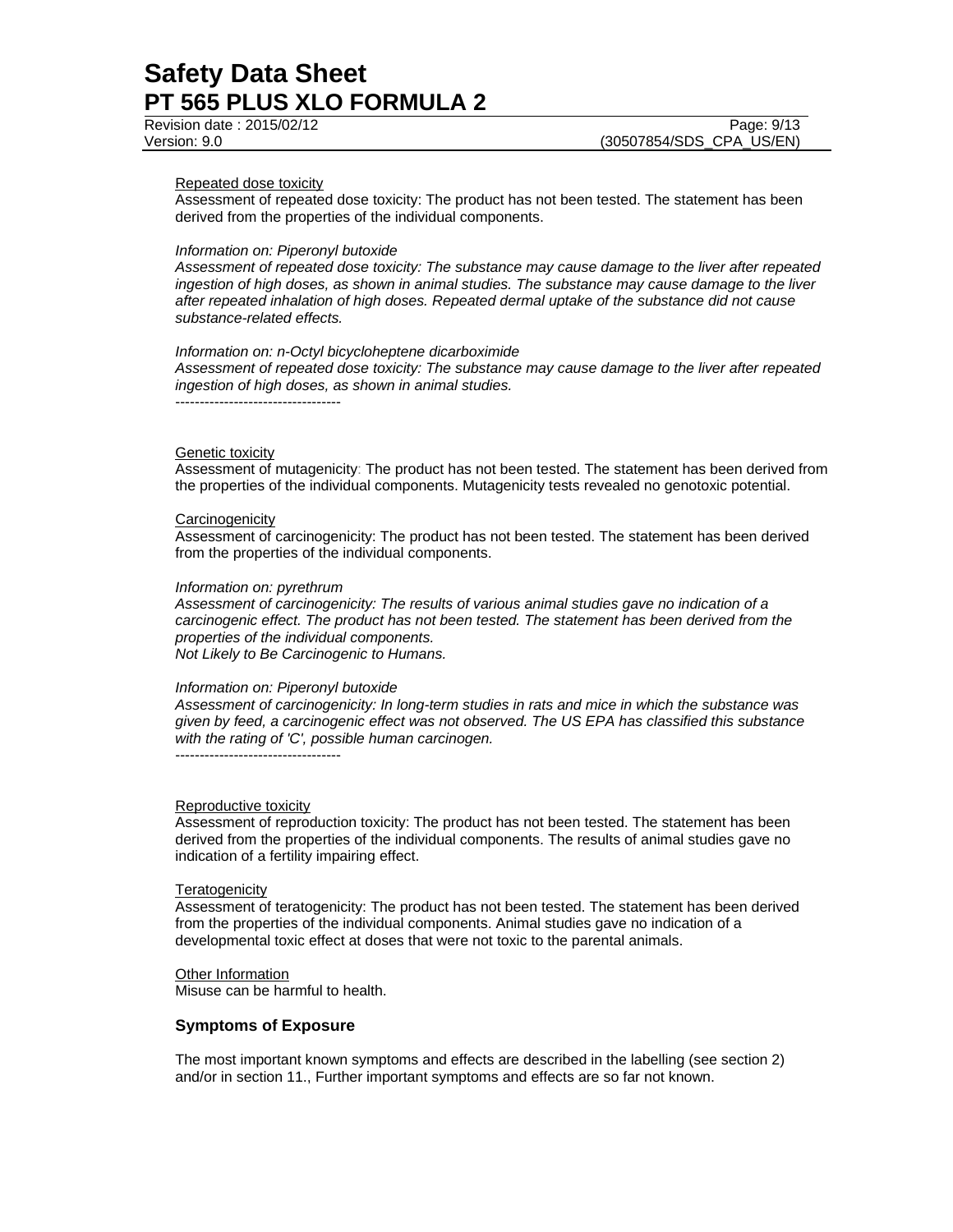Repeated dose toxicity

Assessment of repeated dose toxicity: The product has not been tested. The statement has been derived from the properties of the individual components.

*Information on: Piperonyl butoxide*

*Assessment of repeated dose toxicity: The substance may cause damage to the liver after repeated ingestion of high doses, as shown in animal studies. The substance may cause damage to the liver after repeated inhalation of high doses. Repeated dermal uptake of the substance did not cause substance-related effects.*

*Information on: n-Octyl bicycloheptene dicarboximide*

*Assessment of repeated dose toxicity: The substance may cause damage to the liver after repeated ingestion of high doses, as shown in animal studies.*

----------------------------------

Genetic toxicity

Assessment of mutagenicity: The product has not been tested. The statement has been derived from the properties of the individual components. Mutagenicity tests revealed no genotoxic potential.

Carcinogenicity

Assessment of carcinogenicity: The product has not been tested. The statement has been derived from the properties of the individual components.

*Information on: pyrethrum*

*Assessment of carcinogenicity: The results of various animal studies gave no indication of a carcinogenic effect. The product has not been tested. The statement has been derived from the properties of the individual components.*

*Not Likely to Be Carcinogenic to Humans.*

*Information on: Piperonyl butoxide*

*Assessment of carcinogenicity: In long-term studies in rats and mice in which the substance was given by feed, a carcinogenic effect was not observed. The US EPA has classified this substance with the rating of 'C', possible human carcinogen.*

----------------------------------

Reproductive toxicity

Assessment of reproduction toxicity: The product has not been tested. The statement has been derived from the properties of the individual components. The results of animal studies gave no indication of a fertility impairing effect.

Teratogenicity

Assessment of teratogenicity: The product has not been tested. The statement has been derived from the properties of the individual components. Animal studies gave no indication of a developmental toxic effect at doses that were not toxic to the parental animals.

Other Information

Misuse can be harmful to health.

## Symptoms of Exposure

The most important known symptoms and effects are described in the labelling (see section 2) and/or in section 11., Further important symptoms and effects are so far not known.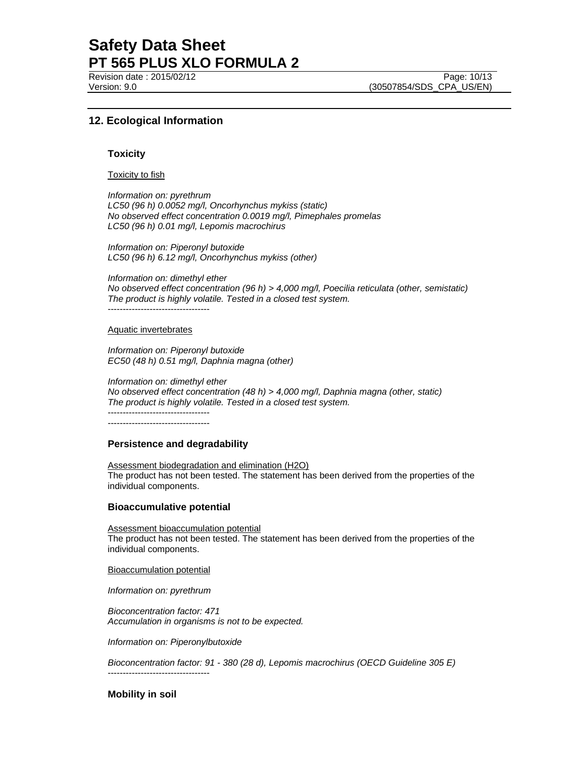## 12. Ecological Information

### Toxicity

Toxicity to fish

*Information on: pyrethrum*
*LC50 (96 h) 0.0052 mg/l, Oncorhynchus mykiss (static)*
*No observed effect concentration 0.0019 mg/l, Pimephales promelas*
*LC50 (96 h) 0.01 mg/l, Lepomis macrochirus*

*Information on: Piperonyl butoxide*
*LC50 (96 h) 6.12 mg/l, Oncorhynchus mykiss (other)*

*Information on: dimethyl ether*
*No observed effect concentration (96 h) > 4,000 mg/l, Poecilia reticulata (other, semistatic)*
*The product is highly volatile. Tested in a closed test system.*
----------------------------------

Aquatic invertebrates

*Information on: Piperonyl butoxide*
*EC50 (48 h) 0.51 mg/l, Daphnia magna (other)*

*Information on: dimethyl ether*
*No observed effect concentration (48 h) > 4,000 mg/l, Daphnia magna (other, static)*
*The product is highly volatile. Tested in a closed test system.*
----------------------------------
----------------------------------

### Persistence and degradability

Assessment biodegradation and elimination (H2O)
The product has not been tested. The statement has been derived from the properties of the individual components.

### Bioaccumulative potential

Assessment bioaccumulation potential
The product has not been tested. The statement has been derived from the properties of the individual components.

Bioaccumulation potential

*Information on: pyrethrum*

*Bioconcentration factor: 471*
*Accumulation in organisms is not to be expected.*

*Information on: Piperonylbutoxide*

*Bioconcentration factor: 91 - 380 (28 d), Lepomis macrochirus (OECD Guideline 305 E)*
----------------------------------

### Mobility in soil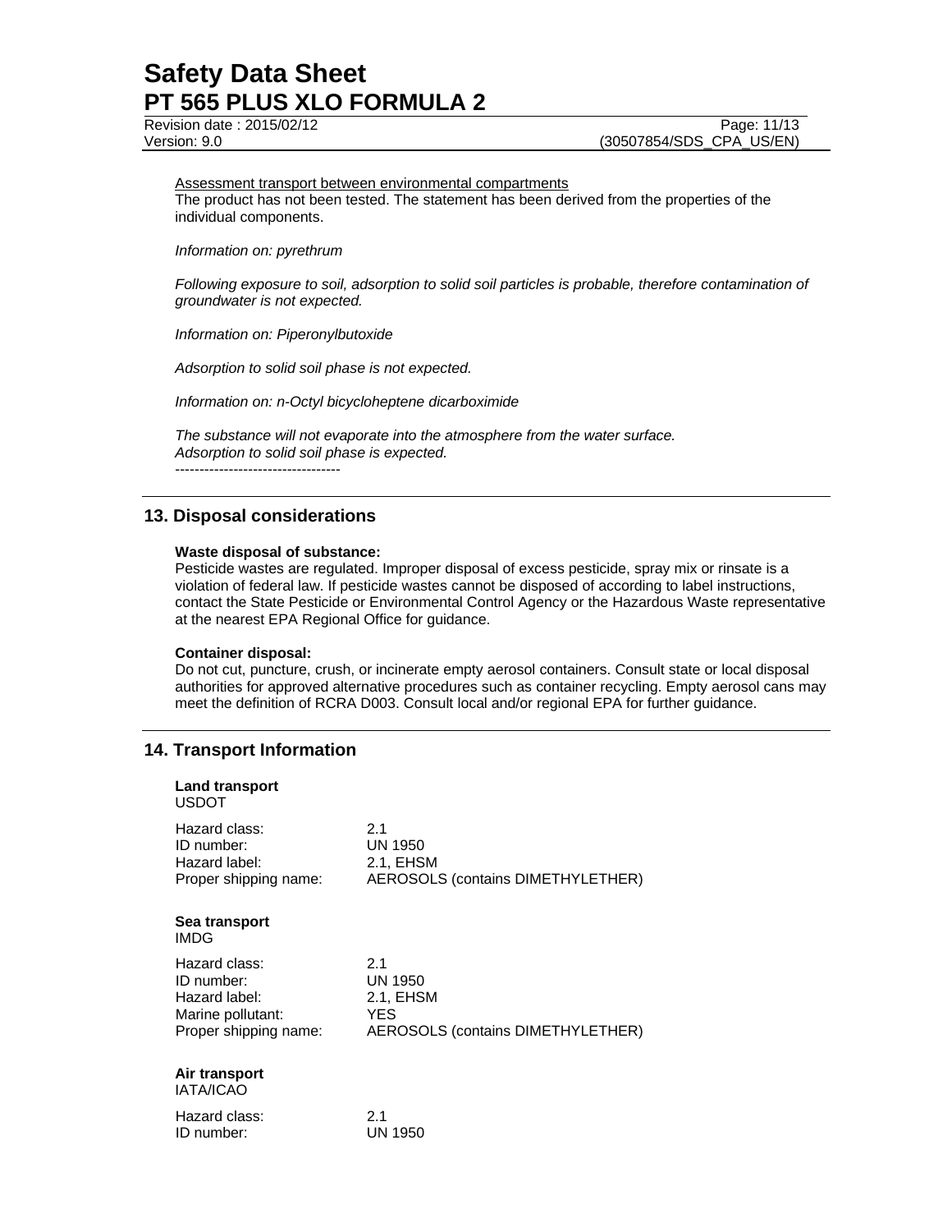Assessment transport between environmental compartments

The product has not been tested. The statement has been derived from the properties of the individual components.

*Information on: pyrethrum*

*Following exposure to soil, adsorption to solid soil particles is probable, therefore contamination of groundwater is not expected.*

*Information on: Piperonylbutoxide*

*Adsorption to solid soil phase is not expected.*

*Information on: n-Octyl bicycloheptene dicarboximide*

*The substance will not evaporate into the atmosphere from the water surface.*
*Adsorption to solid soil phase is expected.*

----------------------------------

## 13. Disposal considerations

**Waste disposal of substance:**

Pesticide wastes are regulated. Improper disposal of excess pesticide, spray mix or rinsate is a violation of federal law. If pesticide wastes cannot be disposed of according to label instructions, contact the State Pesticide or Environmental Control Agency or the Hazardous Waste representative at the nearest EPA Regional Office for guidance.

**Container disposal:**

Do not cut, puncture, crush, or incinerate empty aerosol containers. Consult state or local disposal authorities for approved alternative procedures such as container recycling. Empty aerosol cans may meet the definition of RCRA D003. Consult local and/or regional EPA for further guidance.

## 14. Transport Information

**Land transport**
USDOT

| | |
|---|---|
| Hazard class: | 2.1 |
| ID number: | UN 1950 |
| Hazard label: | 2.1, EHSM |
| Proper shipping name: | AEROSOLS (contains DIMETHYLETHER) |

**Sea transport**
IMDG

| | |
|---|---|
| Hazard class: | 2.1 |
| ID number: | UN 1950 |
| Hazard label: | 2.1, EHSM |
| Marine pollutant: | YES |
| Proper shipping name: | AEROSOLS (contains DIMETHYLETHER) |

**Air transport**
IATA/ICAO

| | |
|---|---|
| Hazard class: | 2.1 |
| ID number: | UN 1950 |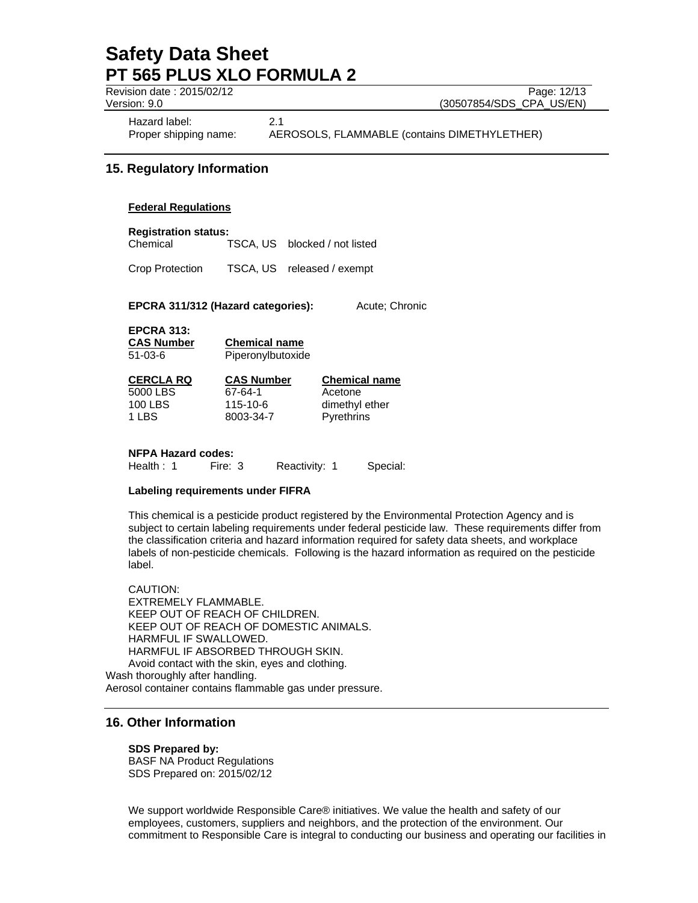Hazard label: 2.1

Proper shipping name: AEROSOLS, FLAMMABLE (contains DIMETHYLETHER)

## 15. Regulatory Information

**Federal Regulations**

**Registration status:**

| | | |
|---|---|---|
| Chemical | TSCA, US | blocked / not listed |
| Crop Protection | TSCA, US | released / exempt |

**EPCRA 311/312 (Hazard categories):** Acute; Chronic

**EPCRA 313:**

| CAS Number | Chemical name |
|---|---|
| 51-03-6 | Piperonylbutoxide |

| CERCLA RQ | CAS Number | Chemical name |
|---|---|---|
| 5000 LBS | 67-64-1 | Acetone |
| 100 LBS | 115-10-6 | dimethyl ether |
| 1 LBS | 8003-34-7 | Pyrethrins |

**NFPA Hazard codes:**

Health : 1 Fire: 3 Reactivity: 1 Special:

**Labeling requirements under FIFRA**

This chemical is a pesticide product registered by the Environmental Protection Agency and is subject to certain labeling requirements under federal pesticide law. These requirements differ from the classification criteria and hazard information required for safety data sheets, and workplace labels of non-pesticide chemicals. Following is the hazard information as required on the pesticide label.

CAUTION:
EXTREMELY FLAMMABLE.
KEEP OUT OF REACH OF CHILDREN.
KEEP OUT OF REACH OF DOMESTIC ANIMALS.
HARMFUL IF SWALLOWED.
HARMFUL IF ABSORBED THROUGH SKIN.
Avoid contact with the skin, eyes and clothing.
Wash thoroughly after handling.
Aerosol container contains flammable gas under pressure.

## 16. Other Information

**SDS Prepared by:**
BASF NA Product Regulations
SDS Prepared on: 2015/02/12

We support worldwide Responsible Care® initiatives. We value the health and safety of our employees, customers, suppliers and neighbors, and the protection of the environment. Our commitment to Responsible Care is integral to conducting our business and operating our facilities in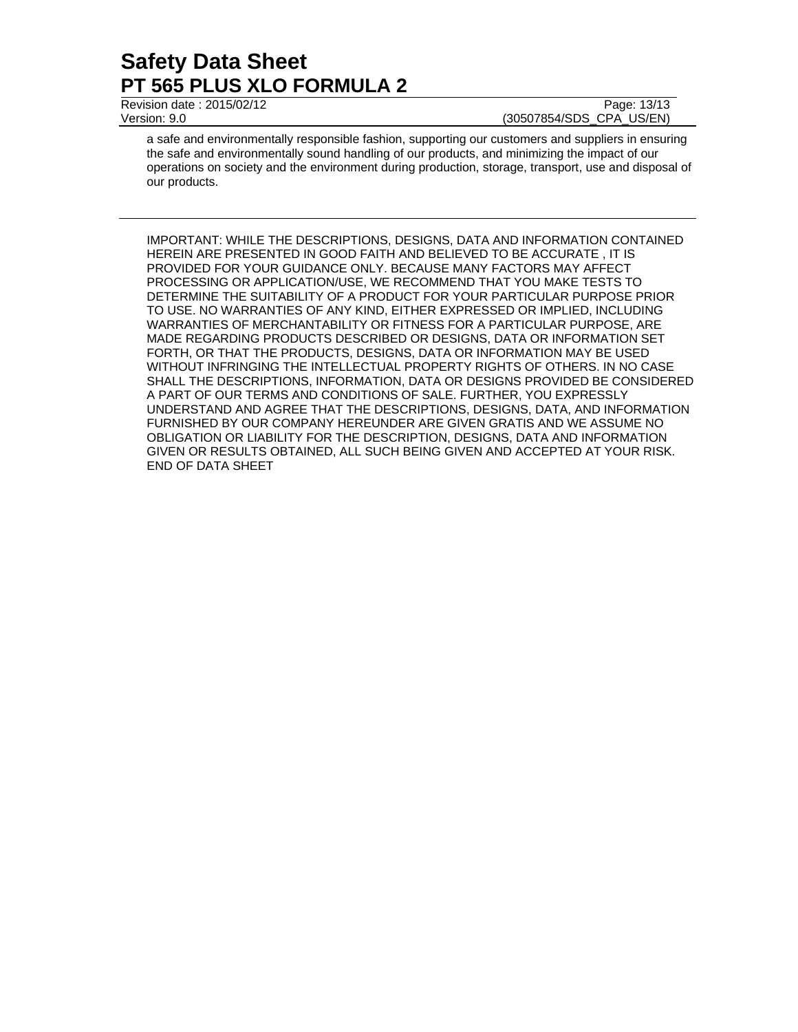a safe and environmentally responsible fashion, supporting our customers and suppliers in ensuring the safe and environmentally sound handling of our products, and minimizing the impact of our operations on society and the environment during production, storage, transport, use and disposal of our products.

---

IMPORTANT: WHILE THE DESCRIPTIONS, DESIGNS, DATA AND INFORMATION CONTAINED HEREIN ARE PRESENTED IN GOOD FAITH AND BELIEVED TO BE ACCURATE , IT IS PROVIDED FOR YOUR GUIDANCE ONLY. BECAUSE MANY FACTORS MAY AFFECT PROCESSING OR APPLICATION/USE, WE RECOMMEND THAT YOU MAKE TESTS TO DETERMINE THE SUITABILITY OF A PRODUCT FOR YOUR PARTICULAR PURPOSE PRIOR TO USE. NO WARRANTIES OF ANY KIND, EITHER EXPRESSED OR IMPLIED, INCLUDING WARRANTIES OF MERCHANTABILITY OR FITNESS FOR A PARTICULAR PURPOSE, ARE MADE REGARDING PRODUCTS DESCRIBED OR DESIGNS, DATA OR INFORMATION SET FORTH, OR THAT THE PRODUCTS, DESIGNS, DATA OR INFORMATION MAY BE USED WITHOUT INFRINGING THE INTELLECTUAL PROPERTY RIGHTS OF OTHERS. IN NO CASE SHALL THE DESCRIPTIONS, INFORMATION, DATA OR DESIGNS PROVIDED BE CONSIDERED A PART OF OUR TERMS AND CONDITIONS OF SALE. FURTHER, YOU EXPRESSLY UNDERSTAND AND AGREE THAT THE DESCRIPTIONS, DESIGNS, DATA, AND INFORMATION FURNISHED BY OUR COMPANY HEREUNDER ARE GIVEN GRATIS AND WE ASSUME NO OBLIGATION OR LIABILITY FOR THE DESCRIPTION, DESIGNS, DATA AND INFORMATION GIVEN OR RESULTS OBTAINED, ALL SUCH BEING GIVEN AND ACCEPTED AT YOUR RISK.
END OF DATA SHEET